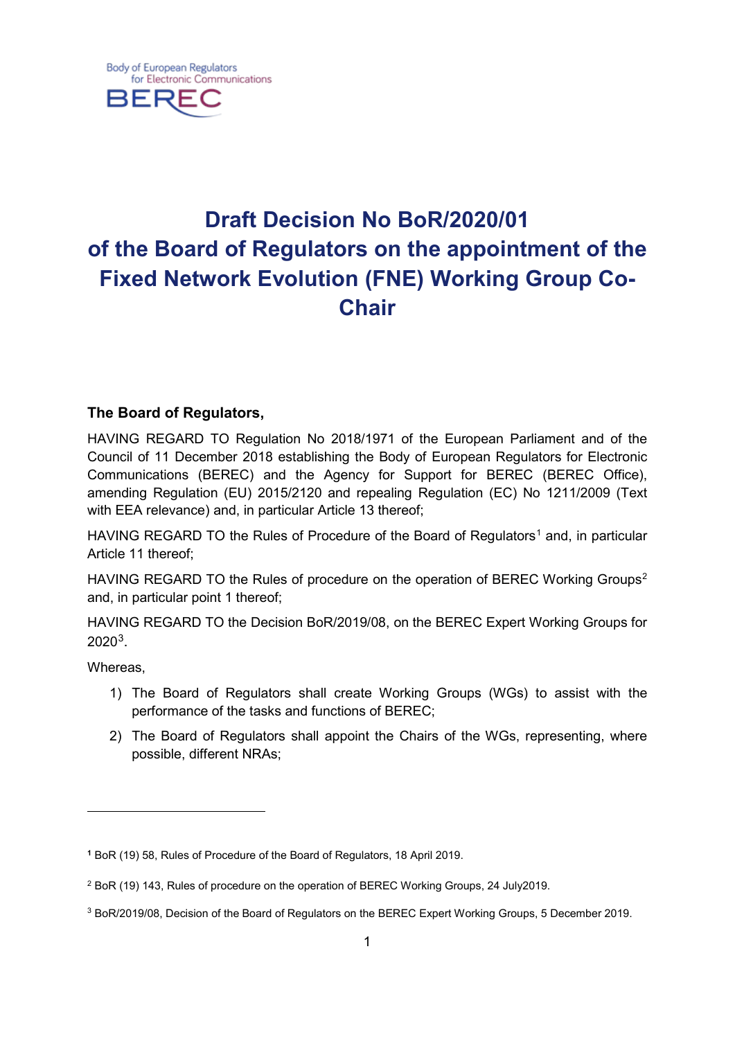Body of European Regulators for Electronic Communications

BEREC

# Draft Decision No BoR/2020/01 of the Board of Regulators on the appointment of the Fixed Network Evolution (FNE) Working Group Co-Chair

**The Board of Regulators,**

HAVING REGARD TO Regulation No 2018/1971 of the European Parliament and of the Council of 11 December 2018 establishing the Body of European Regulators for Electronic Communications (BEREC) and the Agency for Support for BEREC (BEREC Office), amending Regulation (EU) 2015/2120 and repealing Regulation (EC) No 1211/2009 (Text with EEA relevance) and, in particular Article 13 thereof;

HAVING REGARD TO the Rules of Procedure of the Board of Regulators[1] and, in particular Article 11 thereof;

HAVING REGARD TO the Rules of procedure on the operation of BEREC Working Groups[2] and, in particular point 1 thereof;

HAVING REGARD TO the Decision BoR/2019/08, on the BEREC Expert Working Groups for 2020[3].

Whereas,

1) The Board of Regulators shall create Working Groups (WGs) to assist with the performance of the tasks and functions of BEREC;
2) The Board of Regulators shall appoint the Chairs of the WGs, representing, where possible, different NRAs;

---

[1] BoR (19) 58, Rules of Procedure of the Board of Regulators, 18 April 2019.

[2] BoR (19) 143, Rules of procedure on the operation of BEREC Working Groups, 24 July2019.

[3] BoR/2019/08, Decision of the Board of Regulators on the BEREC Expert Working Groups, 5 December 2019.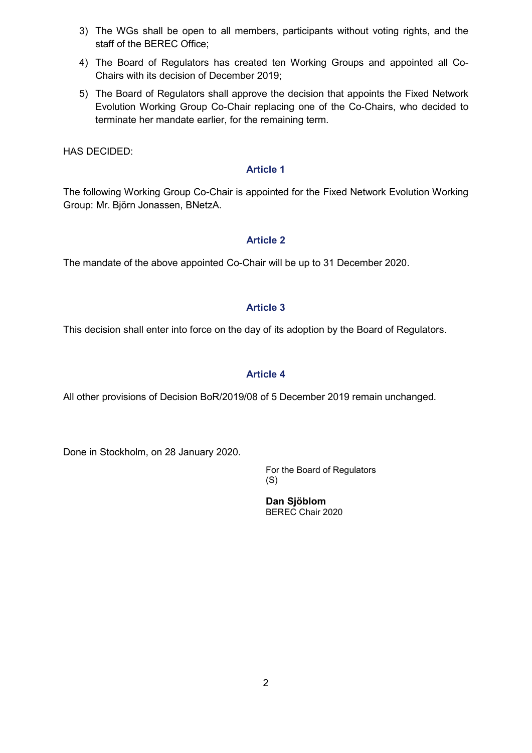3) The WGs shall be open to all members, participants without voting rights, and the staff of the BEREC Office;
4) The Board of Regulators has created ten Working Groups and appointed all Co-Chairs with its decision of December 2019;
5) The Board of Regulators shall approve the decision that appoints the Fixed Network Evolution Working Group Co-Chair replacing one of the Co-Chairs, who decided to terminate her mandate earlier, for the remaining term.

HAS DECIDED:

### Article 1

The following Working Group Co-Chair is appointed for the Fixed Network Evolution Working Group: Mr. Björn Jonassen, BNetzA.

### Article 2

The mandate of the above appointed Co-Chair will be up to 31 December 2020.

### Article 3

This decision shall enter into force on the day of its adoption by the Board of Regulators.

### Article 4

All other provisions of Decision BoR/2019/08 of 5 December 2019 remain unchanged.

Done in Stockholm, on 28 January 2020.

For the Board of Regulators
(S)

**Dan Sjöblom**
BEREC Chair 2020